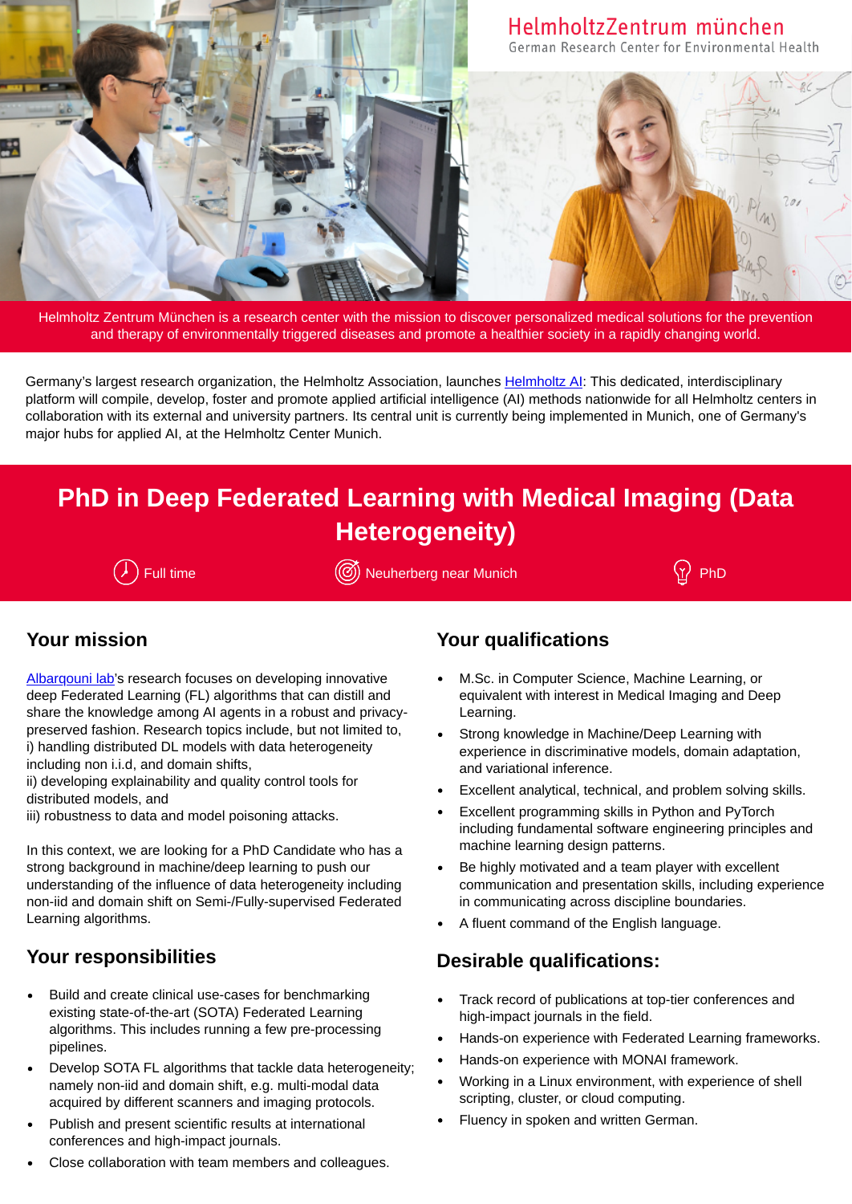HelmholtzZentrum münchen
German Research Center for Environmental Health

Helmholtz Zentrum München is a research center with the mission to discover personalized medical solutions for the prevention and therapy of environmentally triggered diseases and promote a healthier society in a rapidly changing world.

Germany's largest research organization, the Helmholtz Association, launches Helmholtz AI: This dedicated, interdisciplinary platform will compile, develop, foster and promote applied artificial intelligence (AI) methods nationwide for all Helmholtz centers in collaboration with its external and university partners. Its central unit is currently being implemented in Munich, one of Germany's major hubs for applied AI, at the Helmholtz Center Munich.

# PhD in Deep Federated Learning with Medical Imaging (Data Heterogeneity)

Full time | Neuherberg near Munich | PhD

## Your mission

Albarqouni lab's research focuses on developing innovative deep Federated Learning (FL) algorithms that can distill and share the knowledge among AI agents in a robust and privacy-preserved fashion. Research topics include, but not limited to,
i) handling distributed DL models with data heterogeneity including non i.i.d, and domain shifts,
ii) developing explainability and quality control tools for distributed models, and
iii) robustness to data and model poisoning attacks.

In this context, we are looking for a PhD Candidate who has a strong background in machine/deep learning to push our understanding of the influence of data heterogeneity including non-iid and domain shift on Semi-/Fully-supervised Federated Learning algorithms.

## Your responsibilities

- Build and create clinical use-cases for benchmarking existing state-of-the-art (SOTA) Federated Learning algorithms. This includes running a few pre-processing pipelines.
- Develop SOTA FL algorithms that tackle data heterogeneity; namely non-iid and domain shift, e.g. multi-modal data acquired by different scanners and imaging protocols.
- Publish and present scientific results at international conferences and high-impact journals.
- Close collaboration with team members and colleagues.

## Your qualifications

- M.Sc. in Computer Science, Machine Learning, or equivalent with interest in Medical Imaging and Deep Learning.
- Strong knowledge in Machine/Deep Learning with experience in discriminative models, domain adaptation, and variational inference.
- Excellent analytical, technical, and problem solving skills.
- Excellent programming skills in Python and PyTorch including fundamental software engineering principles and machine learning design patterns.
- Be highly motivated and a team player with excellent communication and presentation skills, including experience in communicating across discipline boundaries.
- A fluent command of the English language.

## Desirable qualifications:

- Track record of publications at top-tier conferences and high-impact journals in the field.
- Hands-on experience with Federated Learning frameworks.
- Hands-on experience with MONAI framework.
- Working in a Linux environment, with experience of shell scripting, cluster, or cloud computing.
- Fluency in spoken and written German.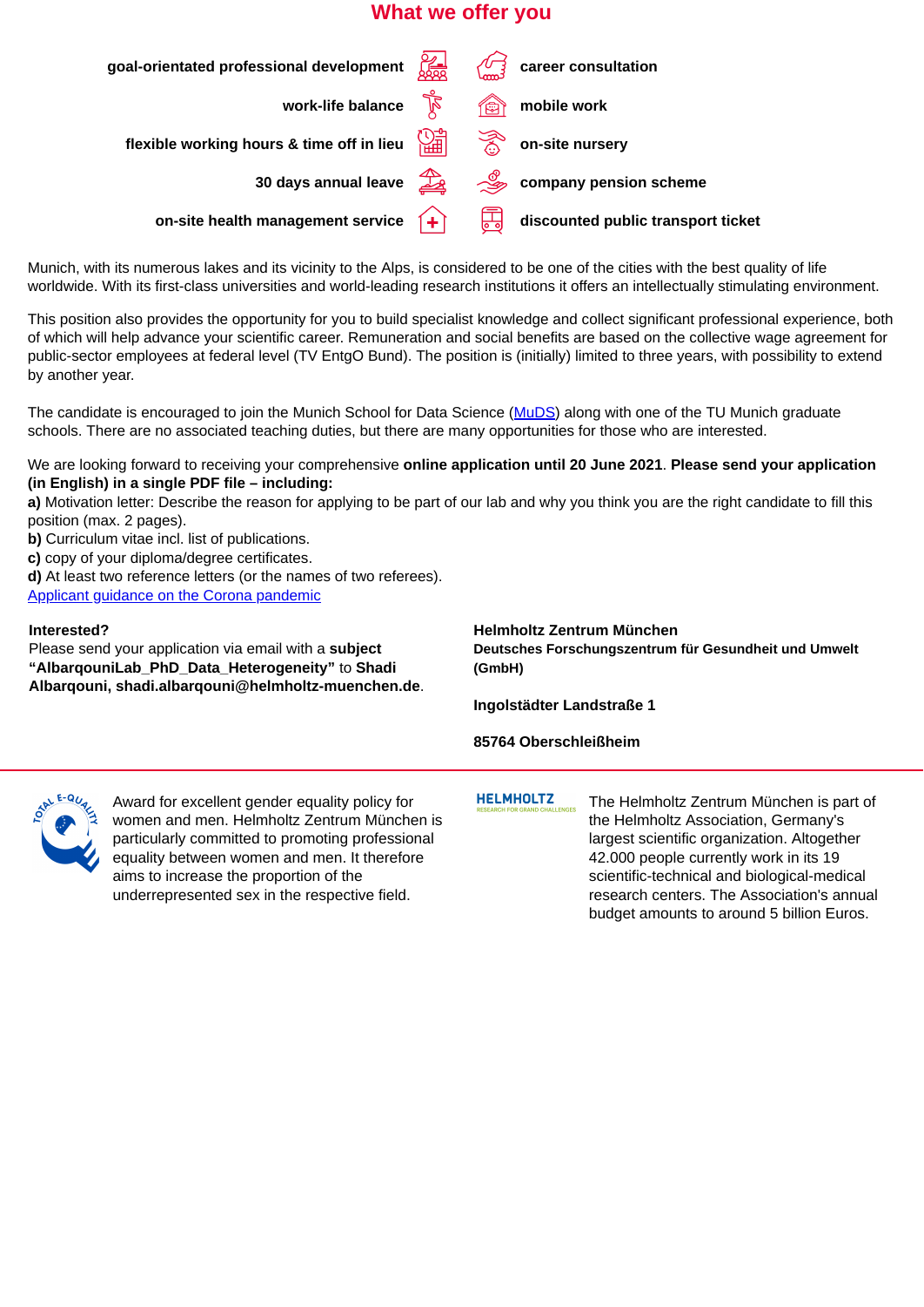## What we offer you

- goal-orientated professional development
- career consultation
- work-life balance
- mobile work
- flexible working hours & time off in lieu
- on-site nursery
- 30 days annual leave
- company pension scheme
- on-site health management service
- discounted public transport ticket

Munich, with its numerous lakes and its vicinity to the Alps, is considered to be one of the cities with the best quality of life worldwide. With its first-class universities and world-leading research institutions it offers an intellectually stimulating environment.

This position also provides the opportunity for you to build specialist knowledge and collect significant professional experience, both of which will help advance your scientific career. Remuneration and social benefits are based on the collective wage agreement for public-sector employees at federal level (TV EntgO Bund). The position is (initially) limited to three years, with possibility to extend by another year.

The candidate is encouraged to join the Munich School for Data Science (MuDS) along with one of the TU Munich graduate schools. There are no associated teaching duties, but there are many opportunities for those who are interested.

We are looking forward to receiving your comprehensive **online application until 20 June 2021**. **Please send your application (in English) in a single PDF file – including:**
**a)** Motivation letter: Describe the reason for applying to be part of our lab and why you think you are the right candidate to fill this position (max. 2 pages).
**b)** Curriculum vitae incl. list of publications.
**c)** copy of your diploma/degree certificates.
**d)** At least two reference letters (or the names of two referees).
Applicant guidance on the Corona pandemic

**Interested?**
Please send your application via email with a **subject "AlbarqouniLab_PhD_Data_Heterogeneity"** to **Shadi Albarqouni, shadi.albarqouni@helmholtz-muenchen.de**.

**Helmholtz Zentrum München**
**Deutsches Forschungszentrum für Gesundheit und Umwelt (GmbH)**

**Ingolstädter Landstraße 1**

**85764 Oberschleißheim**

Award for excellent gender equality policy for women and men. Helmholtz Zentrum München is particularly committed to promoting professional equality between women and men. It therefore aims to increase the proportion of the underrepresented sex in the respective field.

The Helmholtz Zentrum München is part of the Helmholtz Association, Germany's largest scientific organization. Altogether 42.000 people currently work in its 19 scientific-technical and biological-medical research centers. The Association's annual budget amounts to around 5 billion Euros.